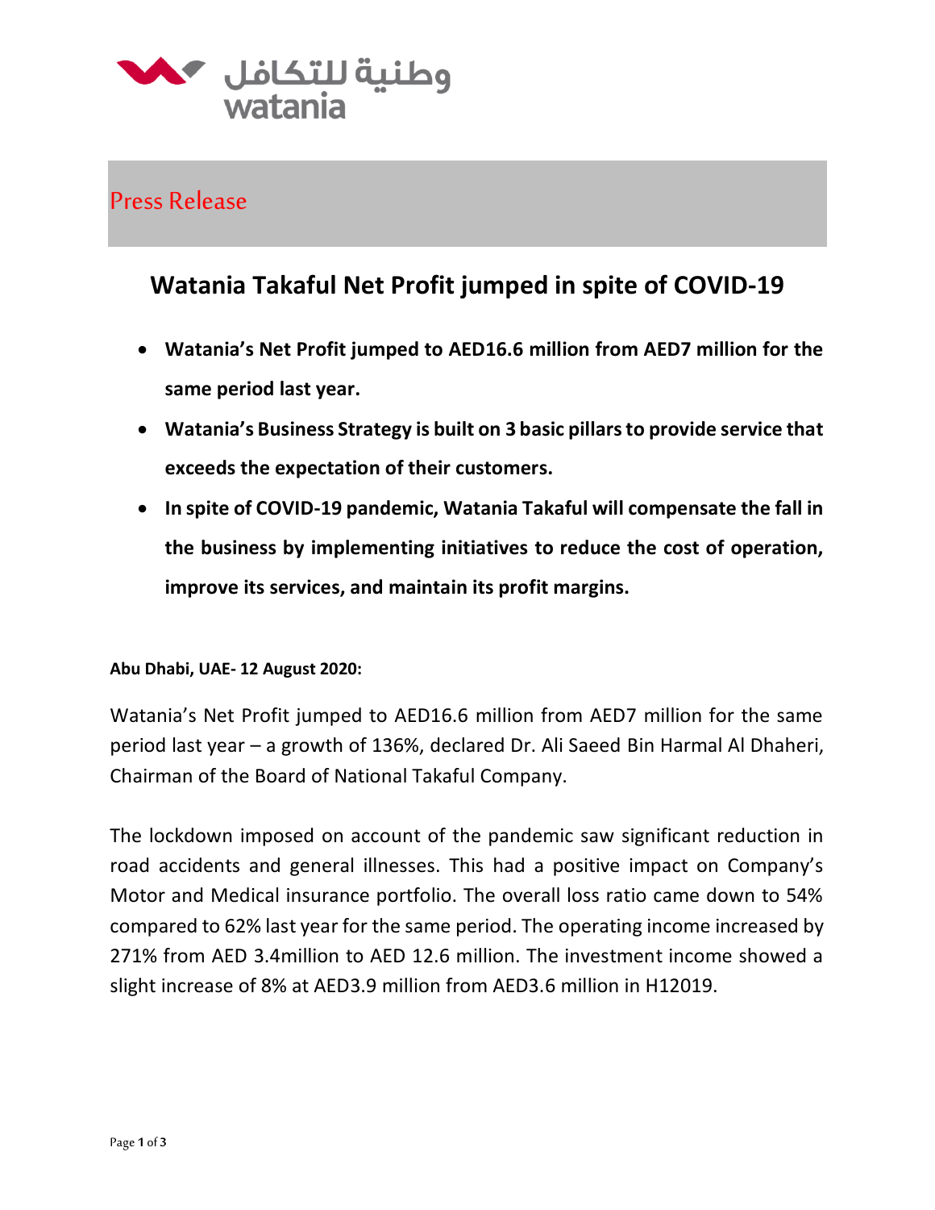Press Release

# Watania Takaful Net Profit jumped in spite of COVID-19

- **Watania's Net Profit jumped to AED16.6 million from AED7 million for the same period last year.**
- **Watania's Business Strategy is built on 3 basic pillars to provide service that exceeds the expectation of their customers.**
- **In spite of COVID-19 pandemic, Watania Takaful will compensate the fall in the business by implementing initiatives to reduce the cost of operation, improve its services, and maintain its profit margins.**

**Abu Dhabi, UAE- 12 August 2020:**

Watania's Net Profit jumped to AED16.6 million from AED7 million for the same period last year – a growth of 136%, declared Dr. Ali Saeed Bin Harmal Al Dhaheri, Chairman of the Board of National Takaful Company.

The lockdown imposed on account of the pandemic saw significant reduction in road accidents and general illnesses. This had a positive impact on Company's Motor and Medical insurance portfolio. The overall loss ratio came down to 54% compared to 62% last year for the same period. The operating income increased by 271% from AED 3.4million to AED 12.6 million. The investment income showed a slight increase of 8% at AED3.9 million from AED3.6 million in H12019.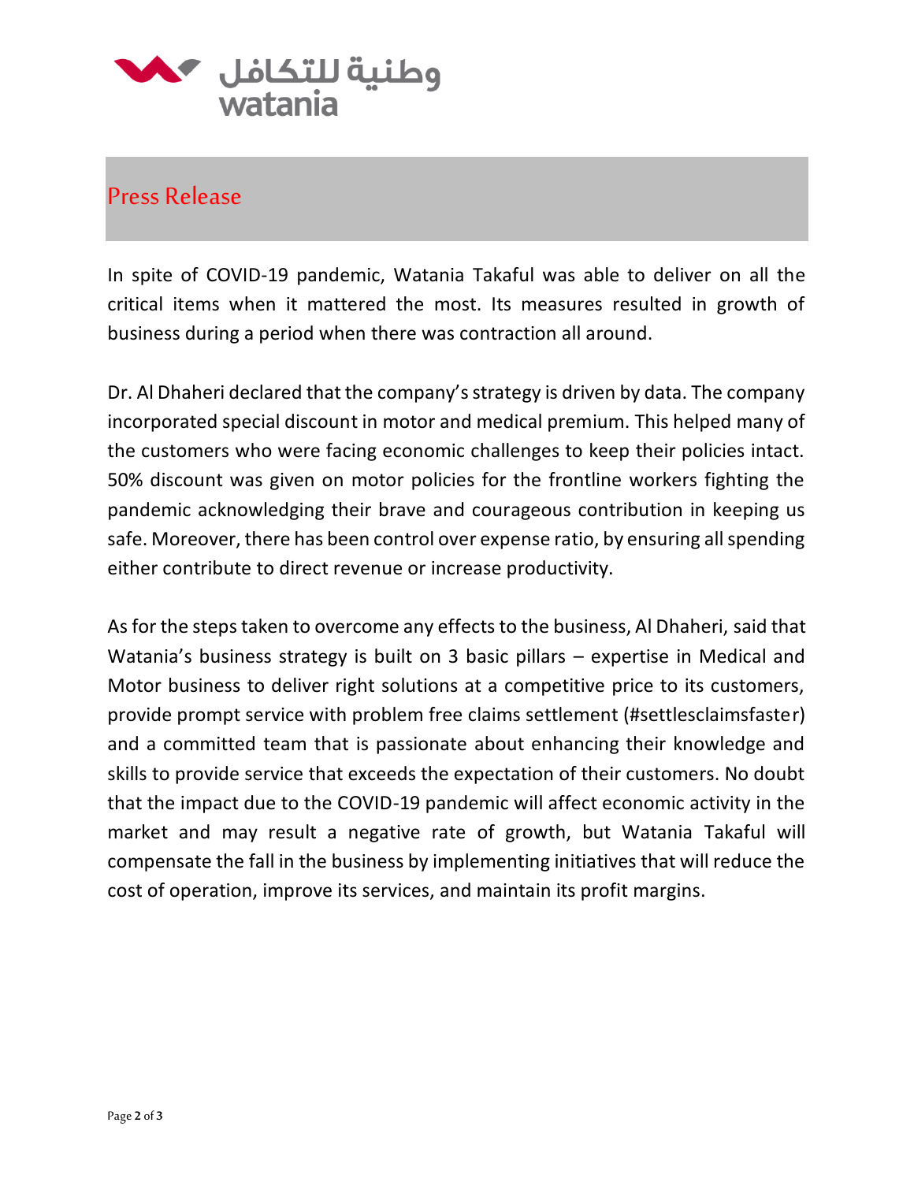## Press Release

In spite of COVID-19 pandemic, Watania Takaful was able to deliver on all the critical items when it mattered the most. Its measures resulted in growth of business during a period when there was contraction all around.

Dr. Al Dhaheri declared that the company's strategy is driven by data. The company incorporated special discount in motor and medical premium. This helped many of the customers who were facing economic challenges to keep their policies intact. 50% discount was given on motor policies for the frontline workers fighting the pandemic acknowledging their brave and courageous contribution in keeping us safe. Moreover, there has been control over expense ratio, by ensuring all spending either contribute to direct revenue or increase productivity.

As for the steps taken to overcome any effects to the business, Al Dhaheri, said that Watania's business strategy is built on 3 basic pillars – expertise in Medical and Motor business to deliver right solutions at a competitive price to its customers, provide prompt service with problem free claims settlement (#settlesclaimsfaster) and a committed team that is passionate about enhancing their knowledge and skills to provide service that exceeds the expectation of their customers. No doubt that the impact due to the COVID-19 pandemic will affect economic activity in the market and may result a negative rate of growth, but Watania Takaful will compensate the fall in the business by implementing initiatives that will reduce the cost of operation, improve its services, and maintain its profit margins.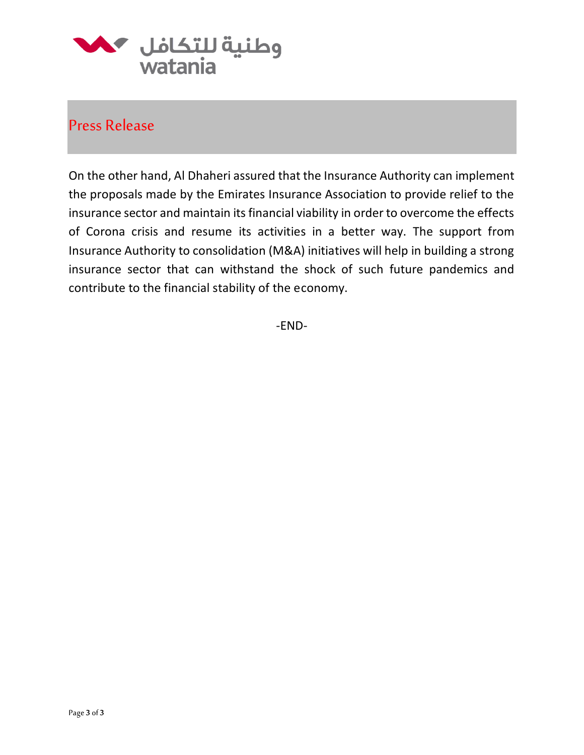## Press Release

On the other hand, Al Dhaheri assured that the Insurance Authority can implement the proposals made by the Emirates Insurance Association to provide relief to the insurance sector and maintain its financial viability in order to overcome the effects of Corona crisis and resume its activities in a better way. The support from Insurance Authority to consolidation (M&A) initiatives will help in building a strong insurance sector that can withstand the shock of such future pandemics and contribute to the financial stability of the economy.

-END-